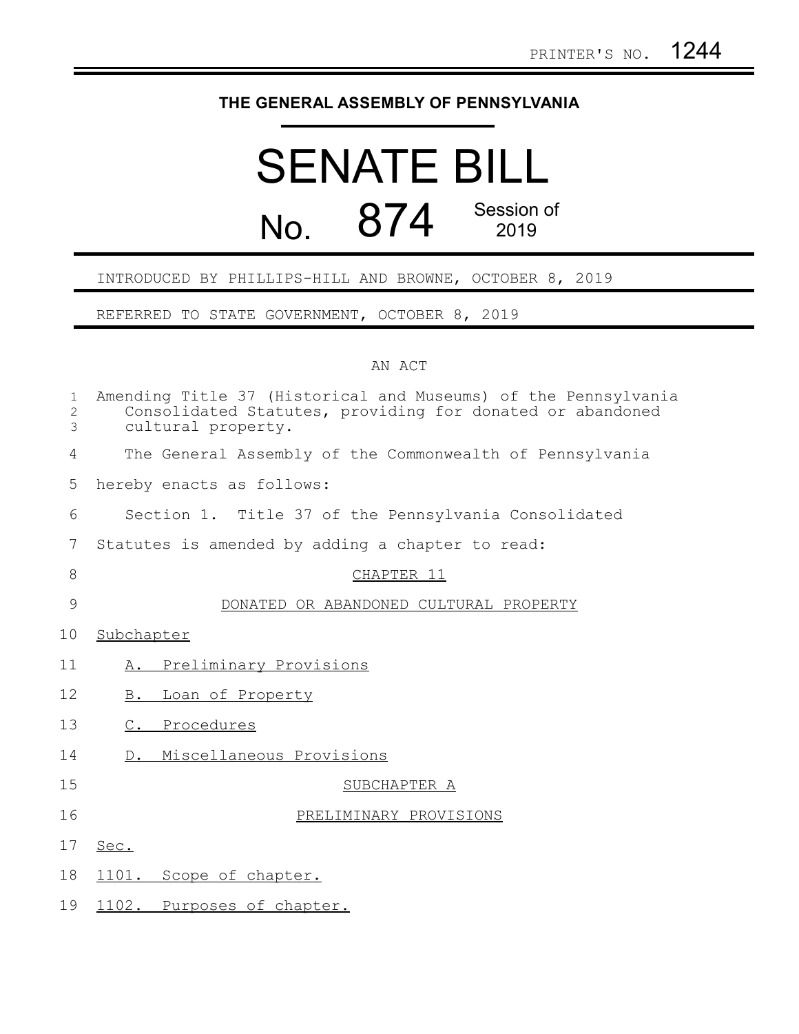PRINTER'S NO. 1244

# THE GENERAL ASSEMBLY OF PENNSYLVANIA

# SENATE BILL

## No. 874 Session of 2019

INTRODUCED BY PHILLIPS-HILL AND BROWNE, OCTOBER 8, 2019

REFERRED TO STATE GOVERNMENT, OCTOBER 8, 2019

AN ACT

Amending Title 37 (Historical and Museums) of the Pennsylvania Consolidated Statutes, providing for donated or abandoned cultural property.

The General Assembly of the Commonwealth of Pennsylvania hereby enacts as follows:

Section 1. Title 37 of the Pennsylvania Consolidated Statutes is amended by adding a chapter to read:

CHAPTER 11

DONATED OR ABANDONED CULTURAL PROPERTY

Subchapter

A. Preliminary Provisions

B. Loan of Property

C. Procedures

D. Miscellaneous Provisions

SUBCHAPTER A

PRELIMINARY PROVISIONS

Sec.

1101. Scope of chapter.

1102. Purposes of chapter.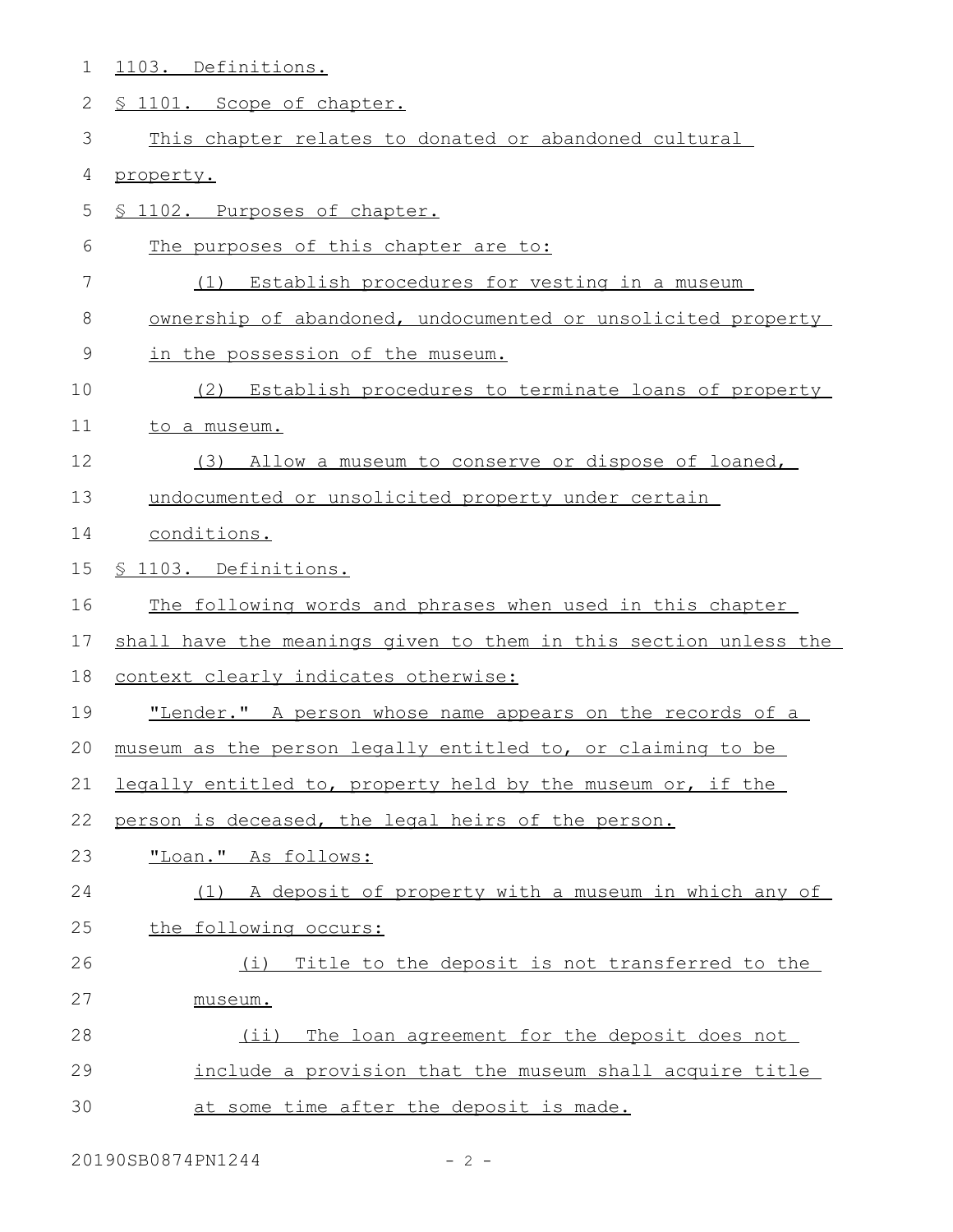1103. Definitions.

§ 1101. Scope of chapter.

This chapter relates to donated or abandoned cultural property.

§ 1102. Purposes of chapter.

The purposes of this chapter are to:

(1) Establish procedures for vesting in a museum ownership of abandoned, undocumented or unsolicited property in the possession of the museum.

(2) Establish procedures to terminate loans of property to a museum.

(3) Allow a museum to conserve or dispose of loaned, undocumented or unsolicited property under certain conditions.

§ 1103. Definitions.

The following words and phrases when used in this chapter shall have the meanings given to them in this section unless the context clearly indicates otherwise:

"Lender." A person whose name appears on the records of a museum as the person legally entitled to, or claiming to be legally entitled to, property held by the museum or, if the person is deceased, the legal heirs of the person.

"Loan." As follows:

(1) A deposit of property with a museum in which any of the following occurs:

(i) Title to the deposit is not transferred to the museum.

(ii) The loan agreement for the deposit does not include a provision that the museum shall acquire title at some time after the deposit is made.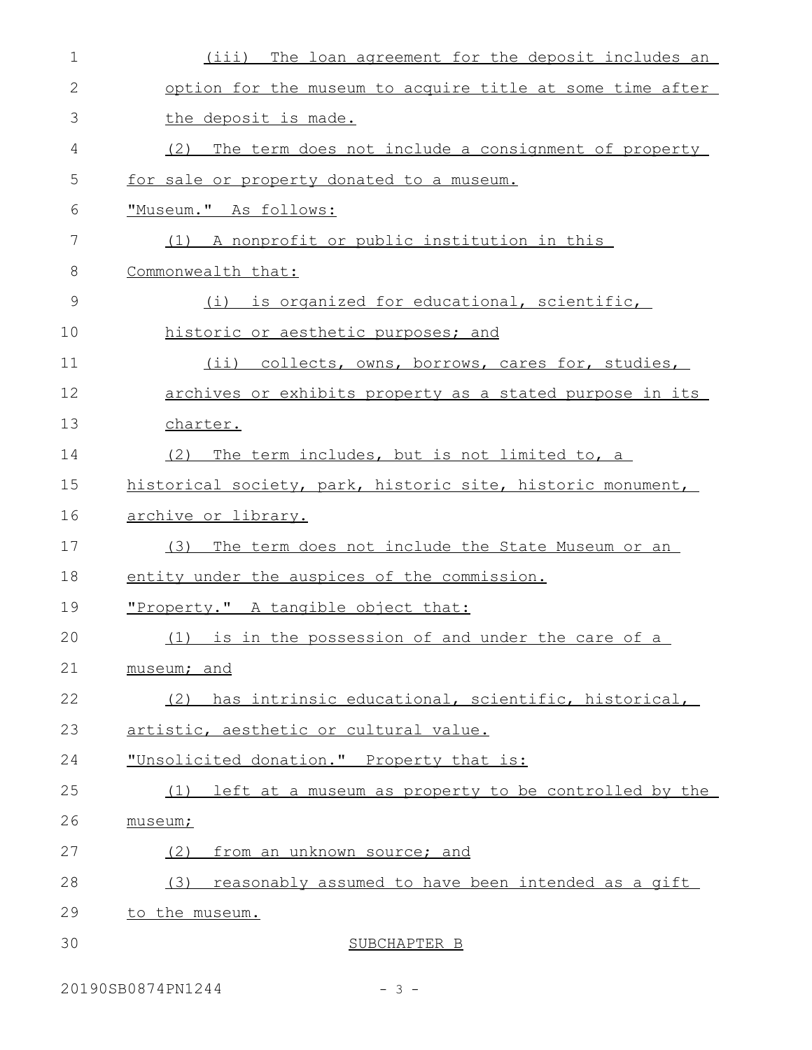(iii) The loan agreement for the deposit includes an option for the museum to acquire title at some time after the deposit is made.

(2) The term does not include a consignment of property for sale or property donated to a museum.

"Museum." As follows:

(1) A nonprofit or public institution in this Commonwealth that:

(i) is organized for educational, scientific, historic or aesthetic purposes; and

(ii) collects, owns, borrows, cares for, studies, archives or exhibits property as a stated purpose in its charter.

(2) The term includes, but is not limited to, a historical society, park, historic site, historic monument, archive or library.

(3) The term does not include the State Museum or an entity under the auspices of the commission.

"Property." A tangible object that:

(1) is in the possession of and under the care of a museum; and

(2) has intrinsic educational, scientific, historical, artistic, aesthetic or cultural value.

"Unsolicited donation." Property that is:

(1) left at a museum as property to be controlled by the museum;

(2) from an unknown source; and

(3) reasonably assumed to have been intended as a gift to the museum.

SUBCHAPTER B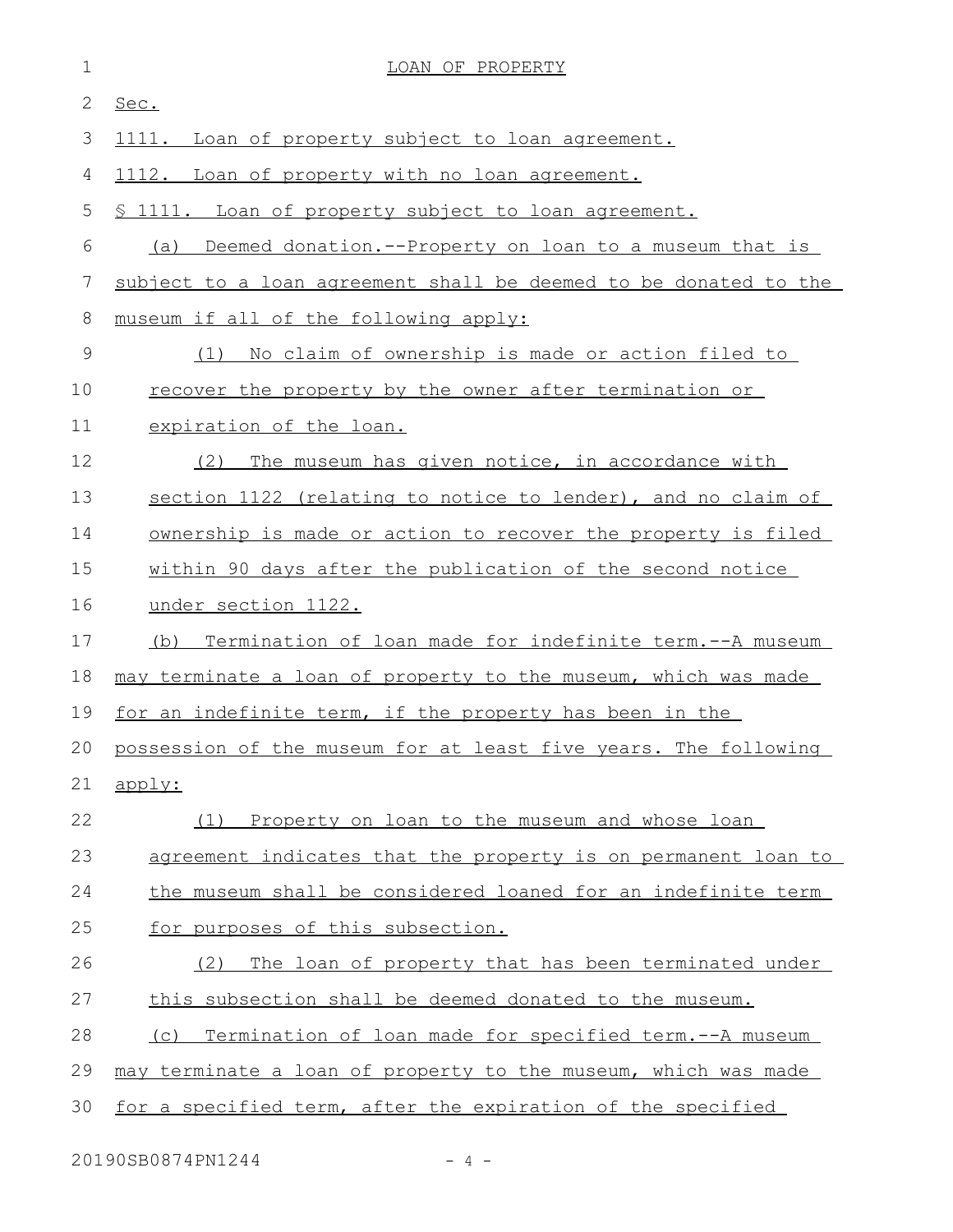LOAN OF PROPERTY

Sec.

1111. Loan of property subject to loan agreement.

1112. Loan of property with no loan agreement.

§ 1111. Loan of property subject to loan agreement.

(a) Deemed donation.--Property on loan to a museum that is subject to a loan agreement shall be deemed to be donated to the museum if all of the following apply:

(1) No claim of ownership is made or action filed to recover the property by the owner after termination or expiration of the loan.

(2) The museum has given notice, in accordance with section 1122 (relating to notice to lender), and no claim of ownership is made or action to recover the property is filed within 90 days after the publication of the second notice under section 1122.

(b) Termination of loan made for indefinite term.--A museum may terminate a loan of property to the museum, which was made for an indefinite term, if the property has been in the possession of the museum for at least five years. The following apply:

(1) Property on loan to the museum and whose loan agreement indicates that the property is on permanent loan to the museum shall be considered loaned for an indefinite term for purposes of this subsection.

(2) The loan of property that has been terminated under this subsection shall be deemed donated to the museum.

(c) Termination of loan made for specified term.--A museum may terminate a loan of property to the museum, which was made for a specified term, after the expiration of the specified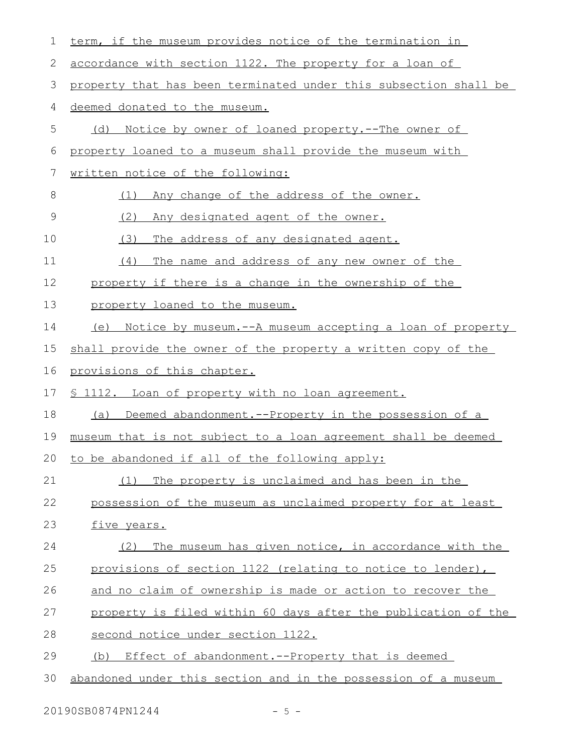term, if the museum provides notice of the termination in accordance with section 1122. The property for a loan of property that has been terminated under this subsection shall be deemed donated to the museum.

(d) Notice by owner of loaned property.--The owner of property loaned to a museum shall provide the museum with written notice of the following:

(1) Any change of the address of the owner.

(2) Any designated agent of the owner.

(3) The address of any designated agent.

(4) The name and address of any new owner of the property if there is a change in the ownership of the property loaned to the museum.

(e) Notice by museum.--A museum accepting a loan of property shall provide the owner of the property a written copy of the provisions of this chapter.

§ 1112. Loan of property with no loan agreement.

(a) Deemed abandonment.--Property in the possession of a museum that is not subject to a loan agreement shall be deemed to be abandoned if all of the following apply:

(1) The property is unclaimed and has been in the possession of the museum as unclaimed property for at least five years.

(2) The museum has given notice, in accordance with the provisions of section 1122 (relating to notice to lender), and no claim of ownership is made or action to recover the property is filed within 60 days after the publication of the second notice under section 1122.

(b) Effect of abandonment.--Property that is deemed abandoned under this section and in the possession of a museum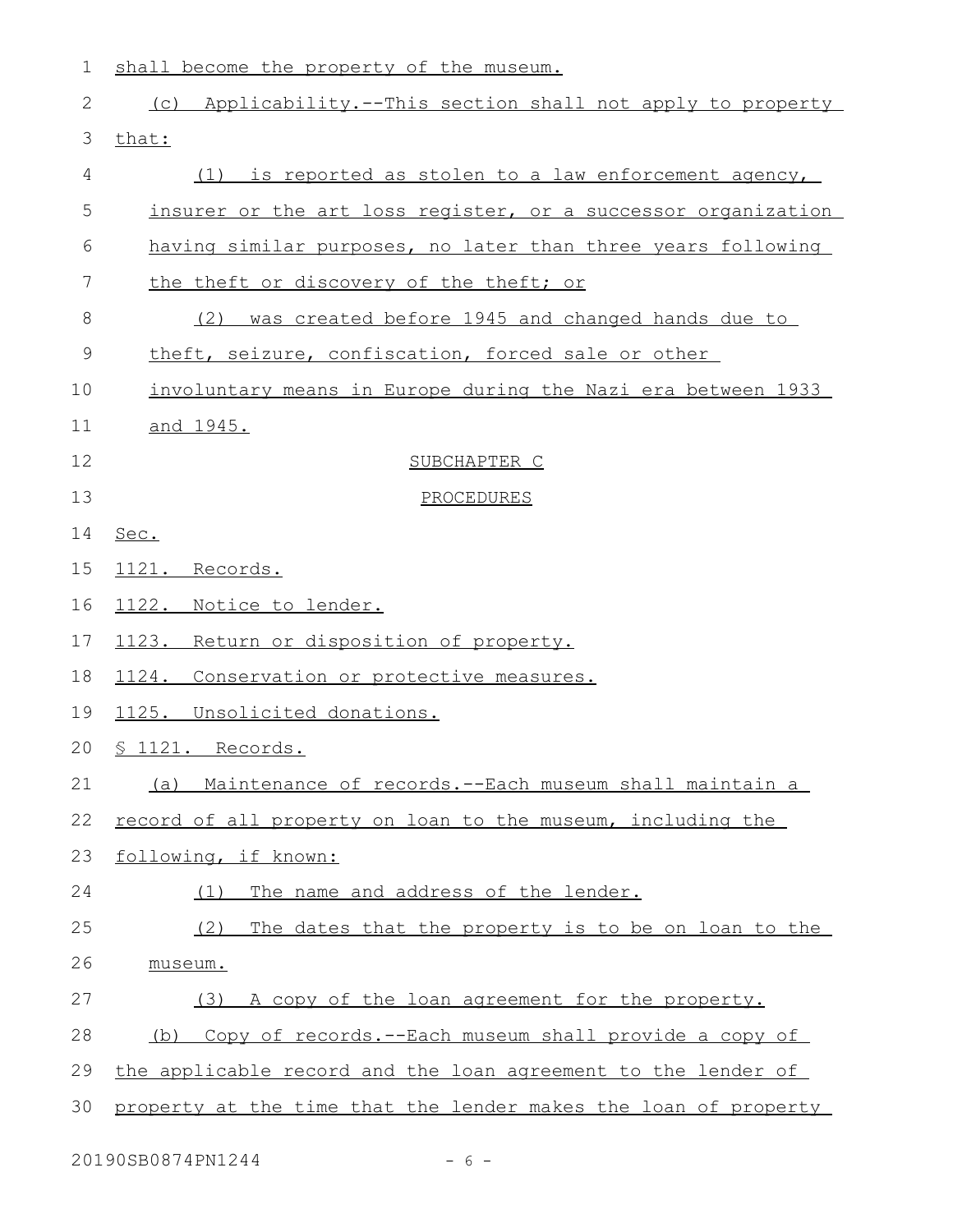shall become the property of the museum.

(c) Applicability.--This section shall not apply to property that:

(1) is reported as stolen to a law enforcement agency, insurer or the art loss register, or a successor organization having similar purposes, no later than three years following the theft or discovery of the theft; or

(2) was created before 1945 and changed hands due to theft, seizure, confiscation, forced sale or other involuntary means in Europe during the Nazi era between 1933 and 1945.

SUBCHAPTER C

PROCEDURES

Sec.

1121. Records.

1122. Notice to lender.

1123. Return or disposition of property.

1124. Conservation or protective measures.

1125. Unsolicited donations.

§ 1121. Records.

(a) Maintenance of records.--Each museum shall maintain a record of all property on loan to the museum, including the following, if known:

(1) The name and address of the lender.

(2) The dates that the property is to be on loan to the museum.

(3) A copy of the loan agreement for the property.

(b) Copy of records.--Each museum shall provide a copy of the applicable record and the loan agreement to the lender of property at the time that the lender makes the loan of property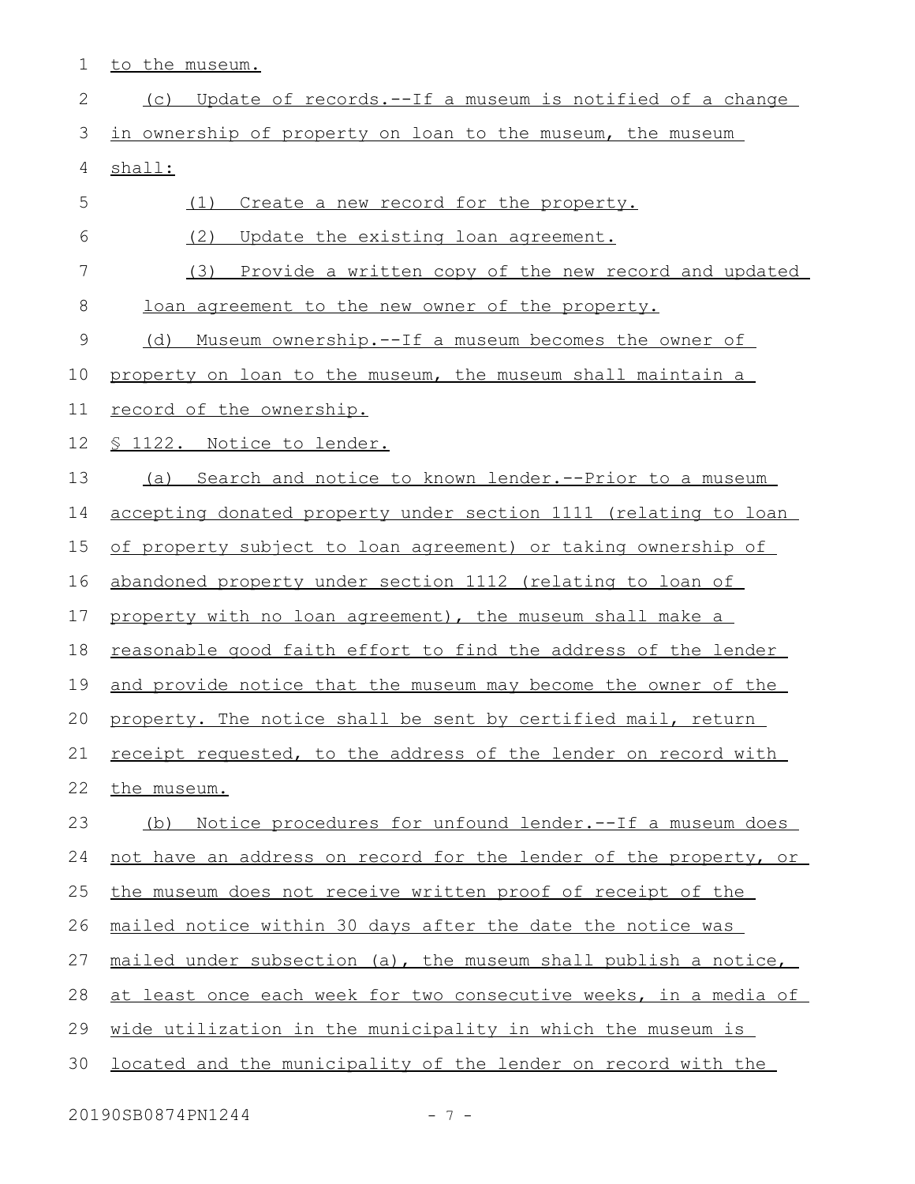to the museum.

(c) Update of records.--If a museum is notified of a change in ownership of property on loan to the museum, the museum shall:

(1) Create a new record for the property.

(2) Update the existing loan agreement.

(3) Provide a written copy of the new record and updated loan agreement to the new owner of the property.

(d) Museum ownership.--If a museum becomes the owner of property on loan to the museum, the museum shall maintain a record of the ownership.

§ 1122. Notice to lender.

(a) Search and notice to known lender.--Prior to a museum accepting donated property under section 1111 (relating to loan of property subject to loan agreement) or taking ownership of abandoned property under section 1112 (relating to loan of property with no loan agreement), the museum shall make a reasonable good faith effort to find the address of the lender and provide notice that the museum may become the owner of the property. The notice shall be sent by certified mail, return receipt requested, to the address of the lender on record with the museum.

(b) Notice procedures for unfound lender.--If a museum does not have an address on record for the lender of the property, or the museum does not receive written proof of receipt of the mailed notice within 30 days after the date the notice was mailed under subsection (a), the museum shall publish a notice, at least once each week for two consecutive weeks, in a media of wide utilization in the municipality in which the museum is located and the municipality of the lender on record with the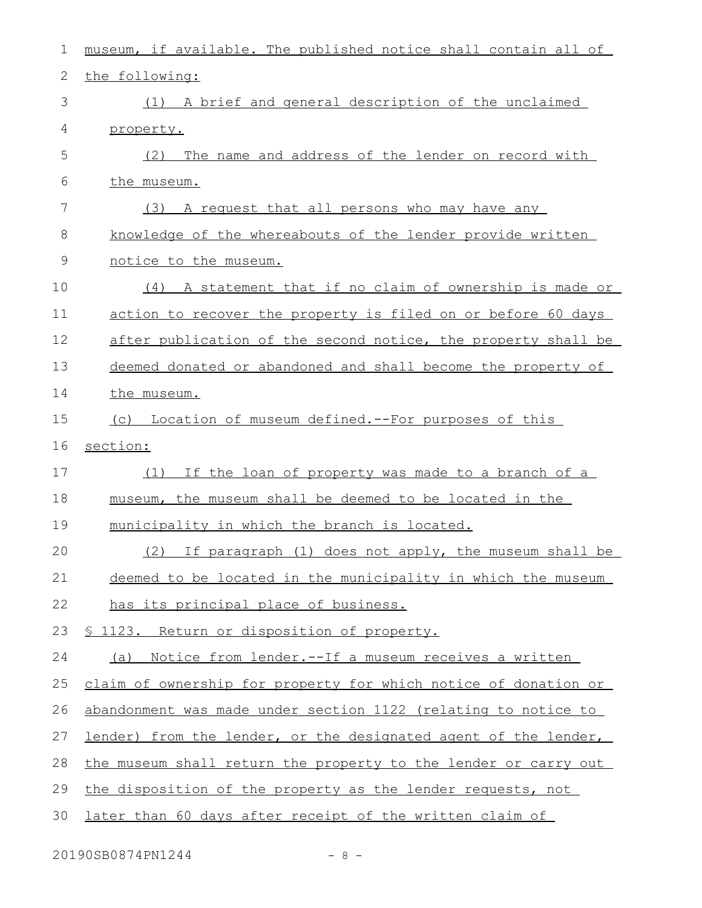museum, if available. The published notice shall contain all of the following:

(1) A brief and general description of the unclaimed property.

(2) The name and address of the lender on record with the museum.

(3) A request that all persons who may have any knowledge of the whereabouts of the lender provide written notice to the museum.

(4) A statement that if no claim of ownership is made or action to recover the property is filed on or before 60 days after publication of the second notice, the property shall be deemed donated or abandoned and shall become the property of the museum.

(c) Location of museum defined.--For purposes of this section:

(1) If the loan of property was made to a branch of a museum, the museum shall be deemed to be located in the municipality in which the branch is located.

(2) If paragraph (1) does not apply, the museum shall be deemed to be located in the municipality in which the museum has its principal place of business.

§ 1123. Return or disposition of property.

(a) Notice from lender.--If a museum receives a written claim of ownership for property for which notice of donation or abandonment was made under section 1122 (relating to notice to lender) from the lender, or the designated agent of the lender, the museum shall return the property to the lender or carry out the disposition of the property as the lender requests, not later than 60 days after receipt of the written claim of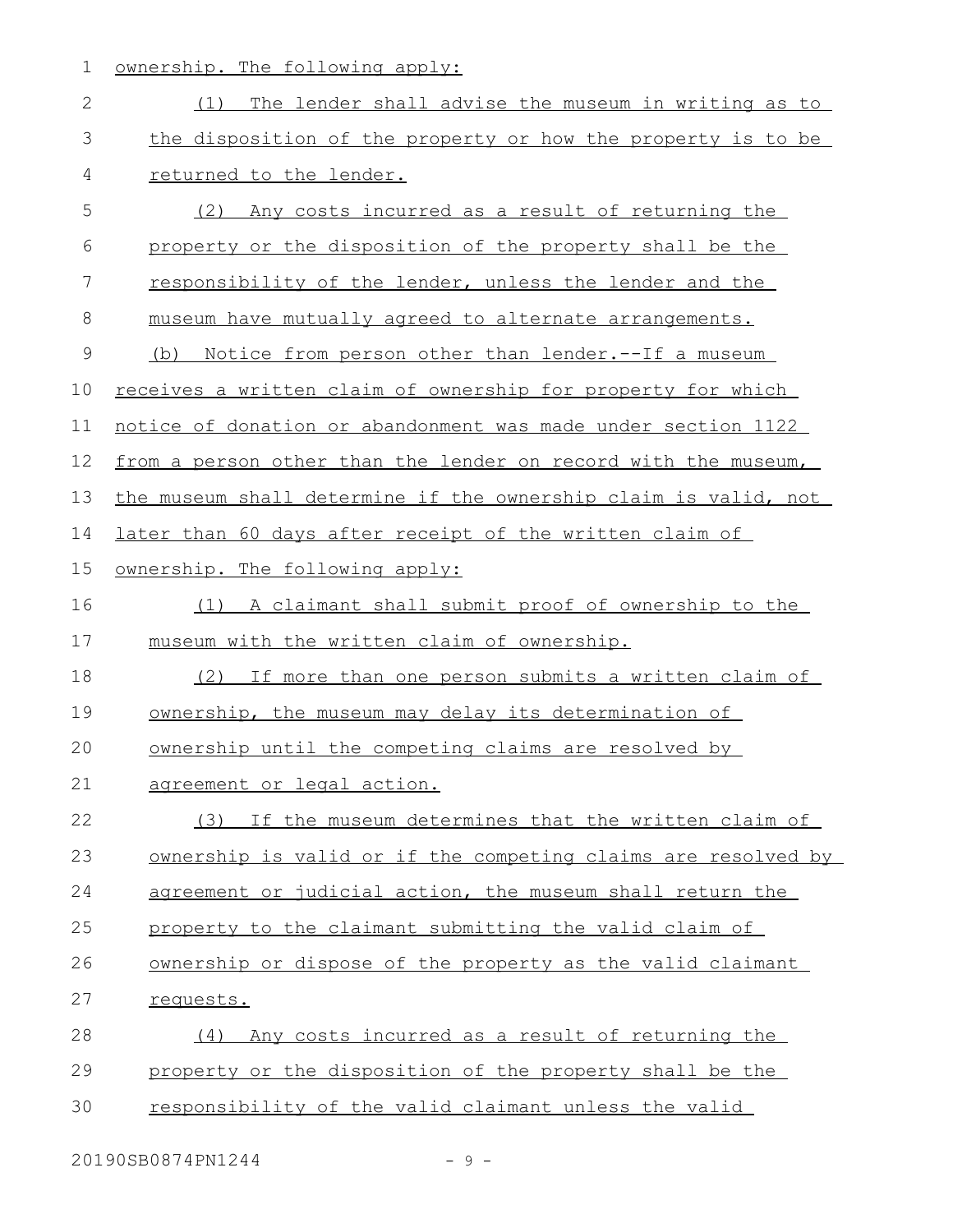ownership. The following apply:

(1) The lender shall advise the museum in writing as to the disposition of the property or how the property is to be returned to the lender.

(2) Any costs incurred as a result of returning the property or the disposition of the property shall be the responsibility of the lender, unless the lender and the museum have mutually agreed to alternate arrangements.

(b) Notice from person other than lender.--If a museum receives a written claim of ownership for property for which notice of donation or abandonment was made under section 1122 from a person other than the lender on record with the museum, the museum shall determine if the ownership claim is valid, not later than 60 days after receipt of the written claim of ownership. The following apply:

(1) A claimant shall submit proof of ownership to the museum with the written claim of ownership.

(2) If more than one person submits a written claim of ownership, the museum may delay its determination of ownership until the competing claims are resolved by agreement or legal action.

(3) If the museum determines that the written claim of ownership is valid or if the competing claims are resolved by agreement or judicial action, the museum shall return the property to the claimant submitting the valid claim of ownership or dispose of the property as the valid claimant requests.

(4) Any costs incurred as a result of returning the property or the disposition of the property shall be the responsibility of the valid claimant unless the valid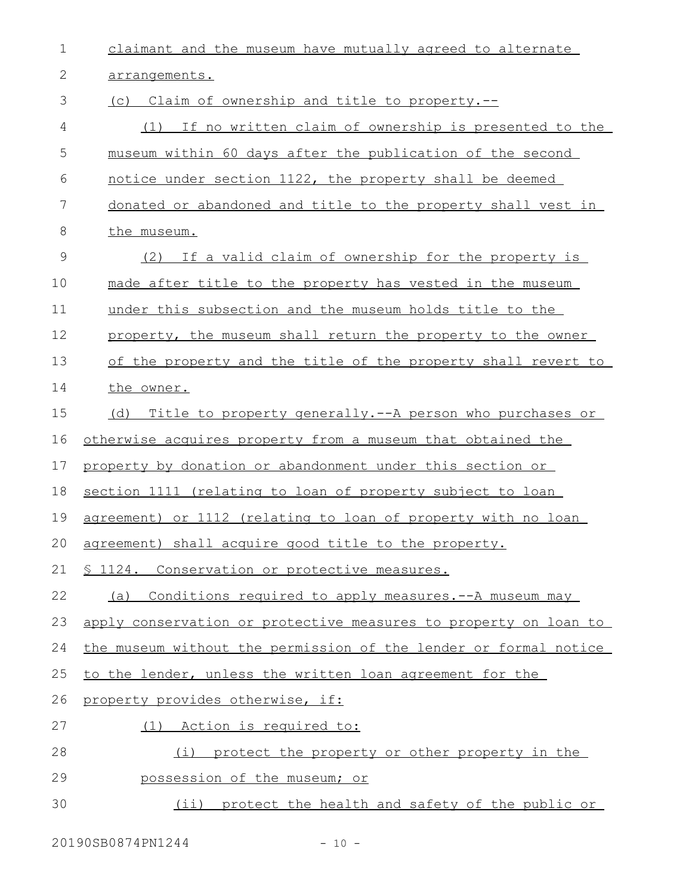claimant and the museum have mutually agreed to alternate arrangements.

(c) Claim of ownership and title to property.--

(1) If no written claim of ownership is presented to the museum within 60 days after the publication of the second notice under section 1122, the property shall be deemed donated or abandoned and title to the property shall vest in the museum.

(2) If a valid claim of ownership for the property is made after title to the property has vested in the museum under this subsection and the museum holds title to the property, the museum shall return the property to the owner of the property and the title of the property shall revert to the owner.

(d) Title to property generally.--A person who purchases or otherwise acquires property from a museum that obtained the property by donation or abandonment under this section or section 1111 (relating to loan of property subject to loan agreement) or 1112 (relating to loan of property with no loan agreement) shall acquire good title to the property.

§ 1124. Conservation or protective measures.

(a) Conditions required to apply measures.--A museum may apply conservation or protective measures to property on loan to the museum without the permission of the lender or formal notice to the lender, unless the written loan agreement for the property provides otherwise, if:

(1) Action is required to:

(i) protect the property or other property in the possession of the museum; or

(ii) protect the health and safety of the public or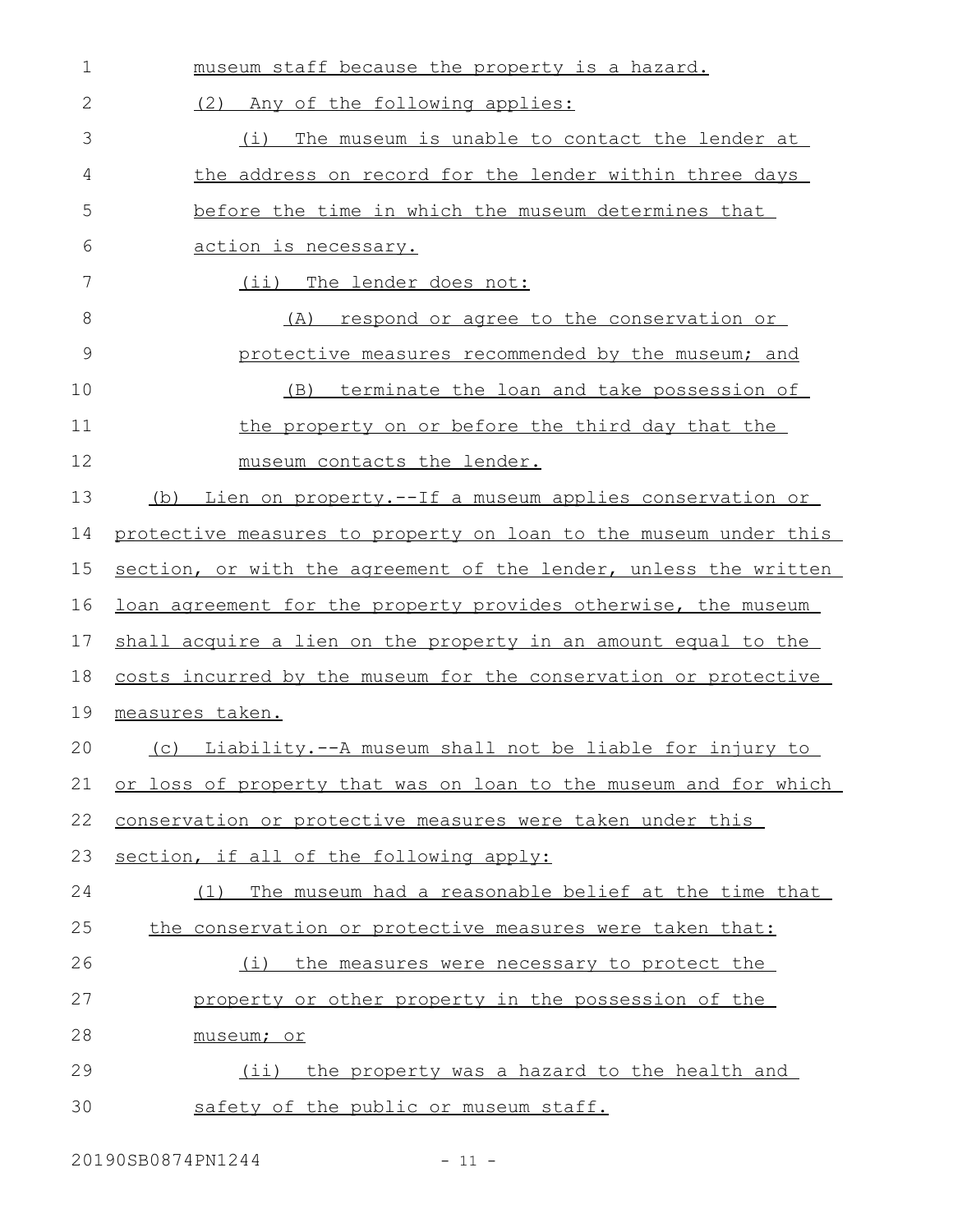museum staff because the property is a hazard.

(2) Any of the following applies:

(i) The museum is unable to contact the lender at the address on record for the lender within three days before the time in which the museum determines that action is necessary.

(ii) The lender does not:

(A) respond or agree to the conservation or protective measures recommended by the museum; and

(B) terminate the loan and take possession of the property on or before the third day that the museum contacts the lender.

(b) Lien on property.--If a museum applies conservation or protective measures to property on loan to the museum under this section, or with the agreement of the lender, unless the written loan agreement for the property provides otherwise, the museum shall acquire a lien on the property in an amount equal to the costs incurred by the museum for the conservation or protective measures taken.

(c) Liability.--A museum shall not be liable for injury to or loss of property that was on loan to the museum and for which conservation or protective measures were taken under this section, if all of the following apply:

(1) The museum had a reasonable belief at the time that the conservation or protective measures were taken that:

(i) the measures were necessary to protect the property or other property in the possession of the museum; or

(ii) the property was a hazard to the health and safety of the public or museum staff.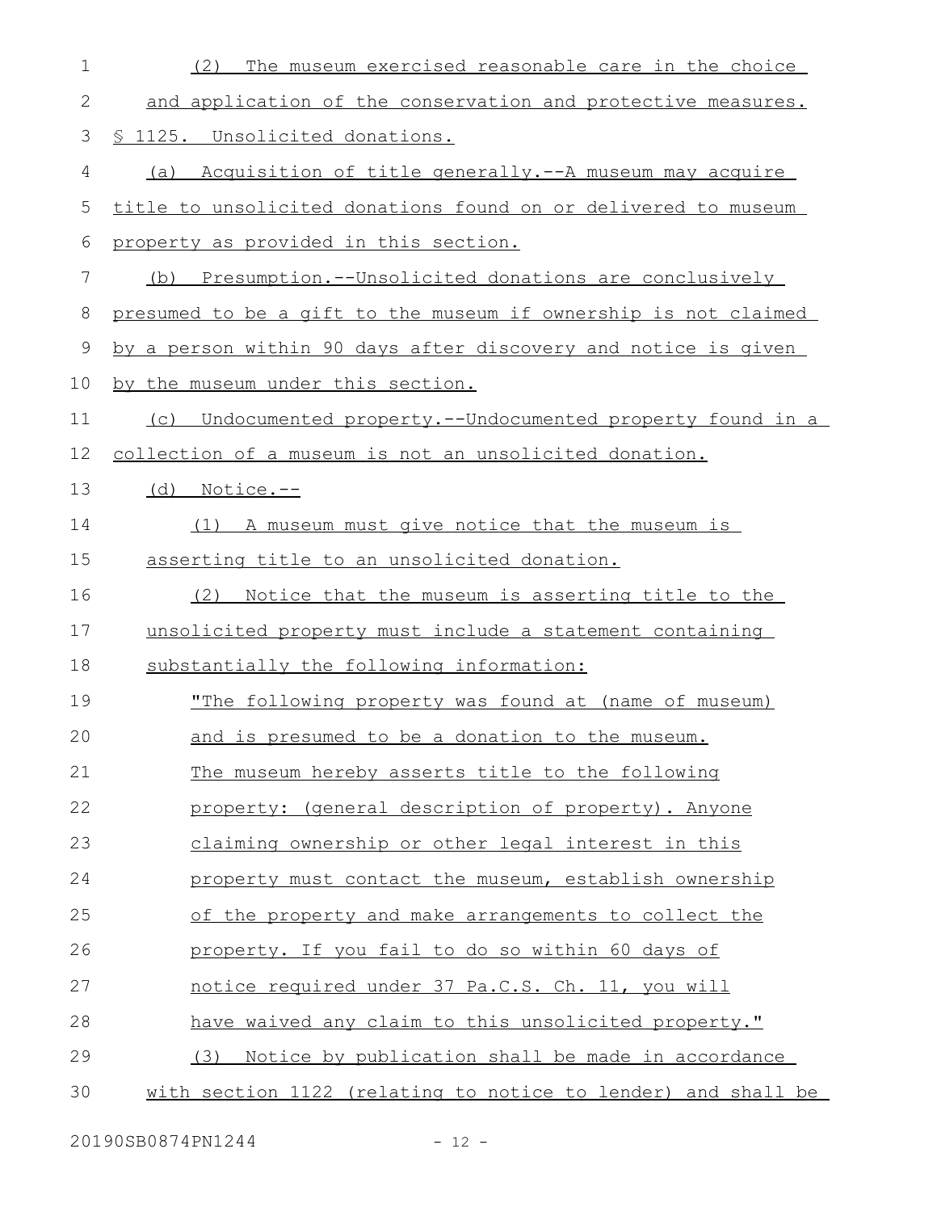(2) The museum exercised reasonable care in the choice and application of the conservation and protective measures.

§ 1125. Unsolicited donations.

(a) Acquisition of title generally.--A museum may acquire title to unsolicited donations found on or delivered to museum property as provided in this section.

(b) Presumption.--Unsolicited donations are conclusively presumed to be a gift to the museum if ownership is not claimed by a person within 90 days after discovery and notice is given by the museum under this section.

(c) Undocumented property.--Undocumented property found in a collection of a museum is not an unsolicited donation.

(d) Notice.--

(1) A museum must give notice that the museum is asserting title to an unsolicited donation.

(2) Notice that the museum is asserting title to the unsolicited property must include a statement containing substantially the following information:

"The following property was found at (name of museum) and is presumed to be a donation to the museum. The museum hereby asserts title to the following property: (general description of property). Anyone claiming ownership or other legal interest in this property must contact the museum, establish ownership of the property and make arrangements to collect the property. If you fail to do so within 60 days of notice required under 37 Pa.C.S. Ch. 11, you will have waived any claim to this unsolicited property."

(3) Notice by publication shall be made in accordance with section 1122 (relating to notice to lender) and shall be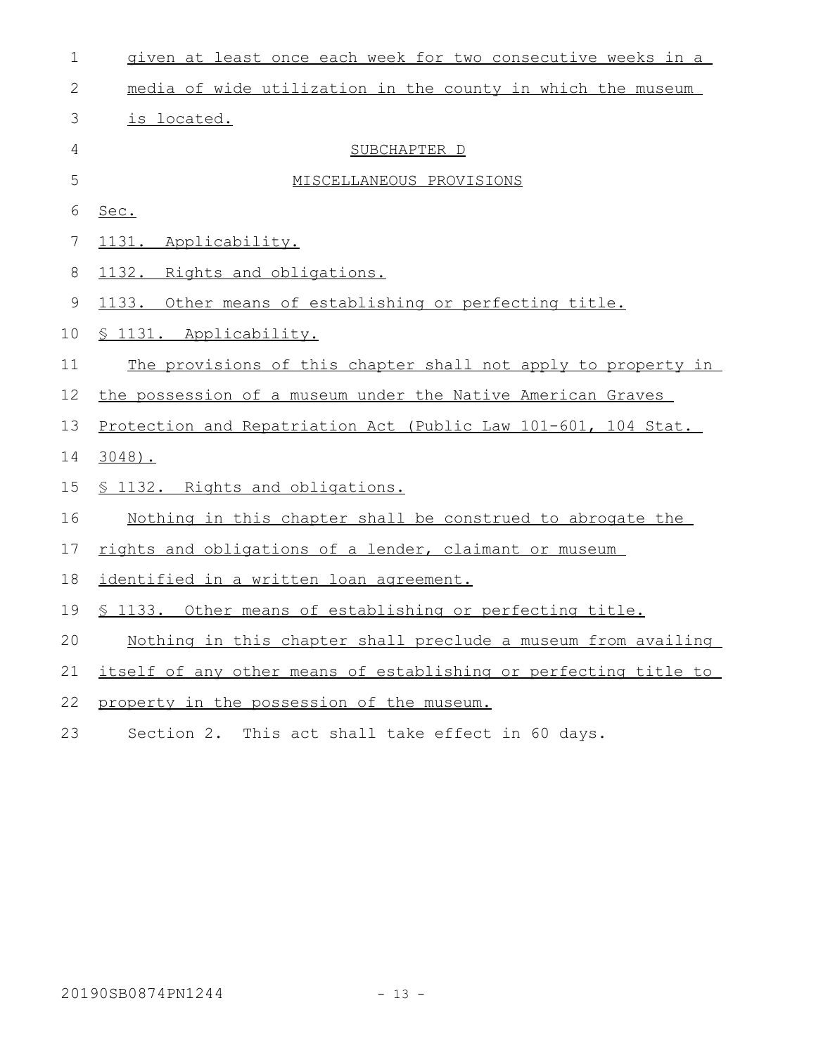given at least once each week for two consecutive weeks in a media of wide utilization in the county in which the museum is located.

SUBCHAPTER D

MISCELLANEOUS PROVISIONS

Sec.

1131. Applicability.

1132. Rights and obligations.

1133. Other means of establishing or perfecting title.

§ 1131. Applicability.

The provisions of this chapter shall not apply to property in the possession of a museum under the Native American Graves Protection and Repatriation Act (Public Law 101-601, 104 Stat. 3048).

§ 1132. Rights and obligations.

Nothing in this chapter shall be construed to abrogate the rights and obligations of a lender, claimant or museum identified in a written loan agreement.

§ 1133. Other means of establishing or perfecting title.

Nothing in this chapter shall preclude a museum from availing itself of any other means of establishing or perfecting title to property in the possession of the museum.

Section 2. This act shall take effect in 60 days.